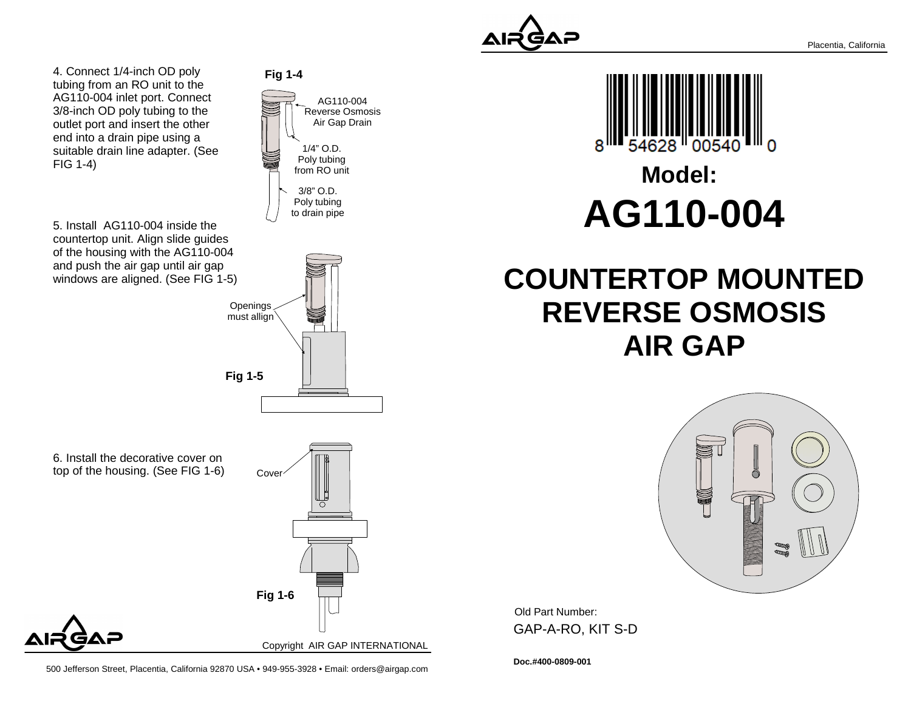4. Connect 1/4-inch OD poly tubing from an RO unit to the AG110-004 inlet port. Connect 3/8-inch OD poly tubing to the outlet port and insert the other end into a drain pipe using a suitable drain line adapter. (See FIG 1-4)

**Fig 1-4**

AG110-004 Reverse Osmosis Air Gap Drain

1/4" O.D. Poly tubing from RO unit

3/8" O.D. Poly tubing to drain pipe

5. Install AG110-004 inside the countertop unit. Align slide guides of the housing with the AG110-004 and push the air gap until air gap windows are aligned. (See FIG 1-5)

Openings must allign

**Fig 1-5**

6. Install the decorative cover on top of the housing. (See FIG 1-6)

Cover

**Fig 1-6**

Copyright AIR GAP INTERNATIONAL

500 Jefferson Street, Placentia, California 92870 USA • 949-955-3928 • Email: orders@airgap.com

AIRGAP

Placentia, California

8 54628 00540 0

# Model:

# AG110-004

# COUNTERTOP MOUNTED REVERSE OSMOSIS AIR GAP

Old Part Number:

GAP-A-RO, KIT S-D

**Doc.#400-0809-001**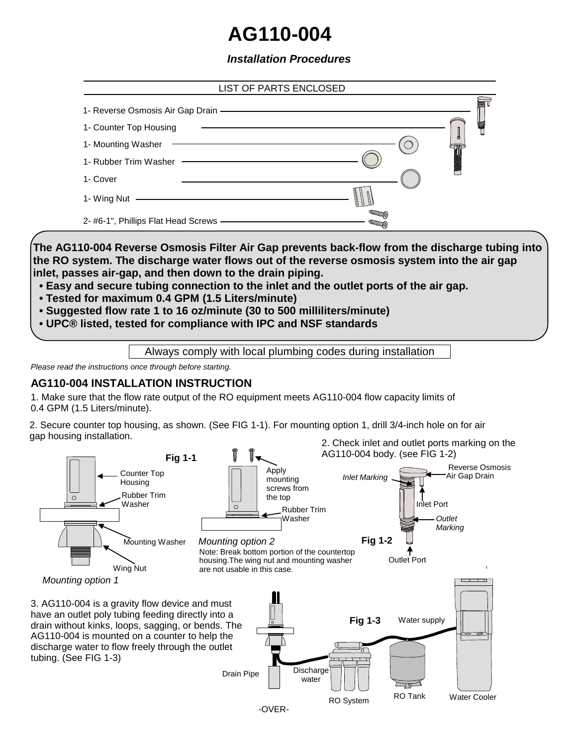# AG110-004

***Installation Procedures***

LIST OF PARTS ENCLOSED

- 1- Reverse Osmosis Air Gap Drain
- 1- Counter Top Housing
- 1- Mounting Washer
- 1- Rubber Trim Washer
- 1- Cover
- 1- Wing Nut
- 2- #6-1", Phillips Flat Head Screws

**The AG110-004 Reverse Osmosis Filter Air Gap prevents back-flow from the discharge tubing into the RO system. The discharge water flows out of the reverse osmosis system into the air gap inlet, passes air-gap, and then down to the drain piping.**

- **Easy and secure tubing connection to the inlet and the outlet ports of the air gap.**
- **Tested for maximum 0.4 GPM (1.5 Liters/minute)**
- **Suggested flow rate 1 to 16 oz/minute (30 to 500 milliliters/minute)**
- **UPC® listed, tested for compliance with IPC and NSF standards**

Always comply with local plumbing codes during installation

*Please read the instructions once through before starting.*

## AG110-004 INSTALLATION INSTRUCTION

1. Make sure that the flow rate output of the RO equipment meets AG110-004 flow capacity limits of 0.4 GPM (1.5 Liters/minute).

2. Secure counter top housing, as shown. (See FIG 1-1). For mounting option 1, drill 3/4-inch hole on for air gap housing installation.

**Fig 1-1**

Counter Top Housing

Rubber Trim Washer

Mounting Washer

Wing Nut

*Mounting option 1*

Apply mounting screws from the top

Rubber Trim Washer

*Mounting option 2*

Note: Break bottom portion of the countertop housing.The wing nut and mounting washer are not usable in this case.

2. Check inlet and outlet ports marking on the AG110-004 body. (see FIG 1-2)

Reverse Osmosis Air Gap Drain

*Inlet Marking*

Inlet Port

*Outlet Marking*

Outlet Port

**Fig 1-2**

3. AG110-004 is a gravity flow device and must have an outlet poly tubing feeding directly into a drain without kinks, loops, sagging, or bends. The AG110-004 is mounted on a counter to help the discharge water to flow freely through the outlet tubing. (See FIG 1-3)

**Fig 1-3**

Water supply

Drain Pipe

Discharge water

RO System

RO Tank

Water Cooler

-OVER-